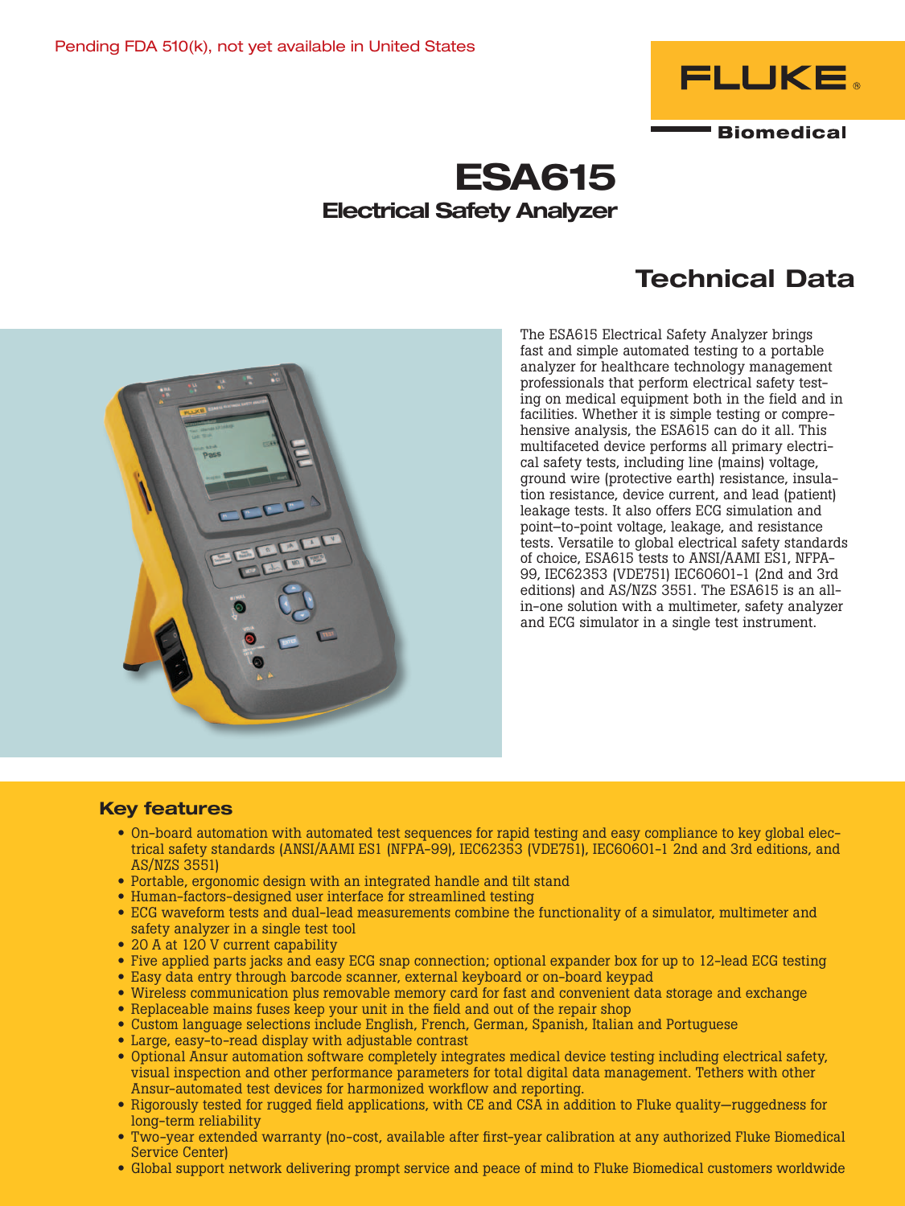Pending FDA 510(k), not yet available in United States

FLUKE®

Biomedical

# ESA615

## Electrical Safety Analyzer

## Technical Data

The ESA615 Electrical Safety Analyzer brings fast and simple automated testing to a portable analyzer for healthcare technology management professionals that perform electrical safety testing on medical equipment both in the field and in facilities. Whether it is simple testing or comprehensive analysis, the ESA615 can do it all. This multifaceted device performs all primary electrical safety tests, including line (mains) voltage, ground wire (protective earth) resistance, insulation resistance, device current, and lead (patient) leakage tests. It also offers ECG simulation and point–to-point voltage, leakage, and resistance tests. Versatile to global electrical safety standards of choice, ESA615 tests to ANSI/AAMI ES1, NFPA-99, IEC62353 (VDE751) IEC60601-1 (2nd and 3rd editions) and AS/NZS 3551. The ESA615 is an all-in-one solution with a multimeter, safety analyzer and ECG simulator in a single test instrument.

### Key features

- On-board automation with automated test sequences for rapid testing and easy compliance to key global electrical safety standards (ANSI/AAMI ES1 (NFPA-99), IEC62353 (VDE751), IEC60601-1 2nd and 3rd editions, and AS/NZS 3551)
- Portable, ergonomic design with an integrated handle and tilt stand
- Human-factors-designed user interface for streamlined testing
- ECG waveform tests and dual-lead measurements combine the functionality of a simulator, multimeter and safety analyzer in a single test tool
- 20 A at 120 V current capability
- Five applied parts jacks and easy ECG snap connection; optional expander box for up to 12-lead ECG testing
- Easy data entry through barcode scanner, external keyboard or on-board keypad
- Wireless communication plus removable memory card for fast and convenient data storage and exchange
- Replaceable mains fuses keep your unit in the field and out of the repair shop
- Custom language selections include English, French, German, Spanish, Italian and Portuguese
- Large, easy-to-read display with adjustable contrast
- Optional Ansur automation software completely integrates medical device testing including electrical safety, visual inspection and other performance parameters for total digital data management. Tethers with other Ansur-automated test devices for harmonized workflow and reporting.
- Rigorously tested for rugged field applications, with CE and CSA in addition to Fluke quality—ruggedness for long-term reliability
- Two-year extended warranty (no-cost, available after first-year calibration at any authorized Fluke Biomedical Service Center)
- Global support network delivering prompt service and peace of mind to Fluke Biomedical customers worldwide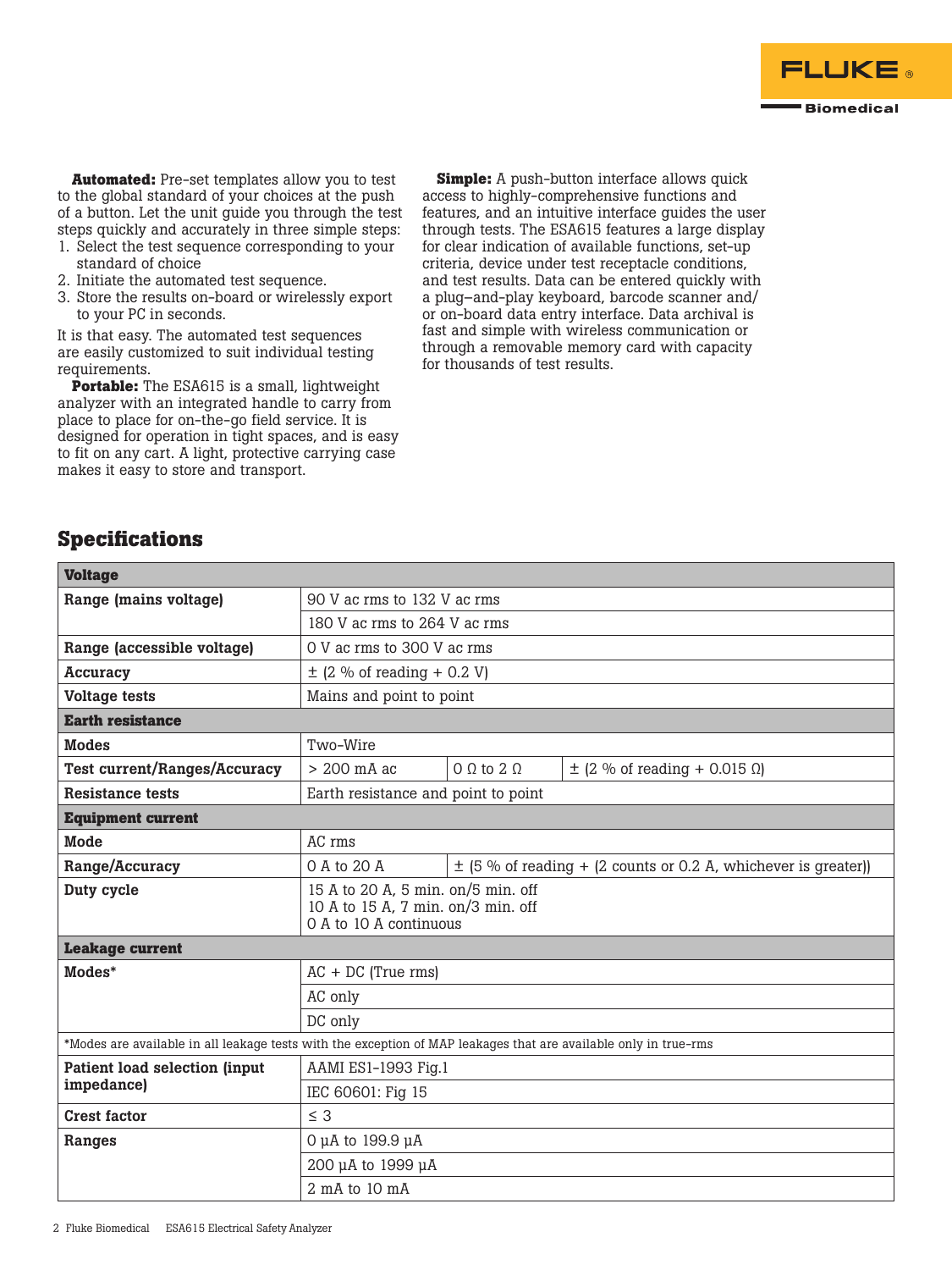**Automated:** Pre-set templates allow you to test to the global standard of your choices at the push of a button. Let the unit guide you through the test steps quickly and accurately in three simple steps:

1. Select the test sequence corresponding to your standard of choice
2. Initiate the automated test sequence.
3. Store the results on-board or wirelessly export to your PC in seconds.

It is that easy. The automated test sequences are easily customized to suit individual testing requirements.

**Portable:** The ESA615 is a small, lightweight analyzer with an integrated handle to carry from place to place for on-the-go field service. It is designed for operation in tight spaces, and is easy to fit on any cart. A light, protective carrying case makes it easy to store and transport.

**Simple:** A push-button interface allows quick access to highly-comprehensive functions and features, and an intuitive interface guides the user through tests. The ESA615 features a large display for clear indication of available functions, set-up criteria, device under test receptacle conditions, and test results. Data can be entered quickly with a plug–and-play keyboard, barcode scanner and/or on-board data entry interface. Data archival is fast and simple with wireless communication or through a removable memory card with capacity for thousands of test results.

## Specifications

| **Voltage** | | | |
|---|---|---|---|
| **Range (mains voltage)** | 90 V ac rms to 132 V ac rms | | |
| | 180 V ac rms to 264 V ac rms | | |
| **Range (accessible voltage)** | 0 V ac rms to 300 V ac rms | | |
| **Accuracy** | ± (2 % of reading + 0.2 V) | | |
| **Voltage tests** | Mains and point to point | | |
| **Earth resistance** | | | |
| **Modes** | Two-Wire | | |
| **Test current/Ranges/Accuracy** | > 200 mA ac | 0 Ω to 2 Ω | ± (2 % of reading + 0.015 Ω) |
| **Resistance tests** | Earth resistance and point to point | | |
| **Equipment current** | | | |
| **Mode** | AC rms | | |
| **Range/Accuracy** | 0 A to 20 A | ± (5 % of reading + (2 counts or 0.2 A, whichever is greater)) | |
| **Duty cycle** | 15 A to 20 A, 5 min. on/5 min. off<br>10 A to 15 A, 7 min. on/3 min. off<br>0 A to 10 A continuous | | |
| **Leakage current** | | | |
| **Modes*** | AC + DC (True rms) | | |
| | AC only | | |
| | DC only | | |
| *Modes are available in all leakage tests with the exception of MAP leakages that are available only in true-rms | | | |
| **Patient load selection (input impedance)** | AAMI ES1-1993 Fig.1 | | |
| | IEC 60601: Fig 15 | | |
| **Crest factor** | ≤ 3 | | |
| **Ranges** | 0 µA to 199.9 µA | | |
| | 200 µA to 1999 µA | | |
| | 2 mA to 10 mA | | |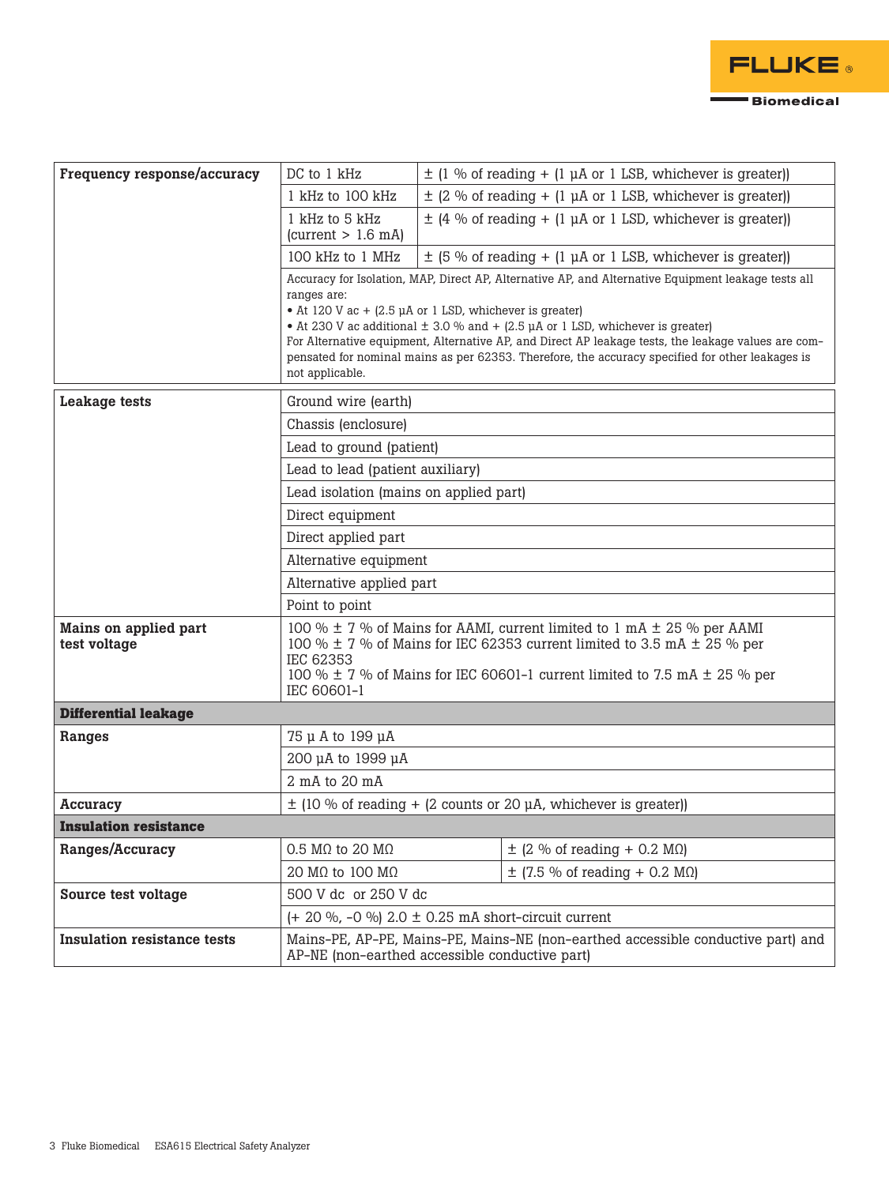| | | |
|---|---|---|
| **Frequency response/accuracy** | DC to 1 kHz | ± (1 % of reading + (1 µA or 1 LSB, whichever is greater)) |
| | 1 kHz to 100 kHz | ± (2 % of reading + (1 µA or 1 LSB, whichever is greater)) |
| | 1 kHz to 5 kHz (current > 1.6 mA) | ± (4 % of reading + (1 µA or 1 LSD, whichever is greater)) |
| | 100 kHz to 1 MHz | ± (5 % of reading + (1 µA or 1 LSB, whichever is greater)) |
| | Accuracy for Isolation, MAP, Direct AP, Alternative AP, and Alternative Equipment leakage tests all ranges are:<br>• At 120 V ac + (2.5 µA or 1 LSD, whichever is greater)<br>• At 230 V ac additional ± 3.0 % and + (2.5 µA or 1 LSD, whichever is greater)<br>For Alternative equipment, Alternative AP, and Direct AP leakage tests, the leakage values are compensated for nominal mains as per 62353. Therefore, the accuracy specified for other leakages is not applicable. | |

| | |
|---|---|
| **Leakage tests** | Ground wire (earth) |
| | Chassis (enclosure) |
| | Lead to ground (patient) |
| | Lead to lead (patient auxiliary) |
| | Lead isolation (mains on applied part) |
| | Direct equipment |
| | Direct applied part |
| | Alternative equipment |
| | Alternative applied part |
| | Point to point |
| **Mains on applied part test voltage** | 100 % ± 7 % of Mains for AAMI, current limited to 1 mA ± 25 % per AAMI<br>100 % ± 7 % of Mains for IEC 62353 current limited to 3.5 mA ± 25 % per IEC 62353<br>100 % ± 7 % of Mains for IEC 60601-1 current limited to 7.5 mA ± 25 % per IEC 60601-1 |
| **Differential leakage** | |
| **Ranges** | 75 µ A to 199 µA |
| | 200 µA to 1999 µA |
| | 2 mA to 20 mA |
| **Accuracy** | ± (10 % of reading + (2 counts or 20 µA, whichever is greater)) |

| | | |
|---|---|---|
| **Insulation resistance** | | |
| **Ranges/Accuracy** | 0.5 MΩ to 20 MΩ | ± (2 % of reading + 0.2 MΩ) |
| | 20 MΩ to 100 MΩ | ± (7.5 % of reading + 0.2 MΩ) |
| **Source test voltage** | 500 V dc or 250 V dc | |
| | (+ 20 %, -0 %) 2.0 ± 0.25 mA short-circuit current | |
| **Insulation resistance tests** | Mains-PE, AP-PE, Mains-PE, Mains-NE (non-earthed accessible conductive part) and AP-NE (non-earthed accessible conductive part) | |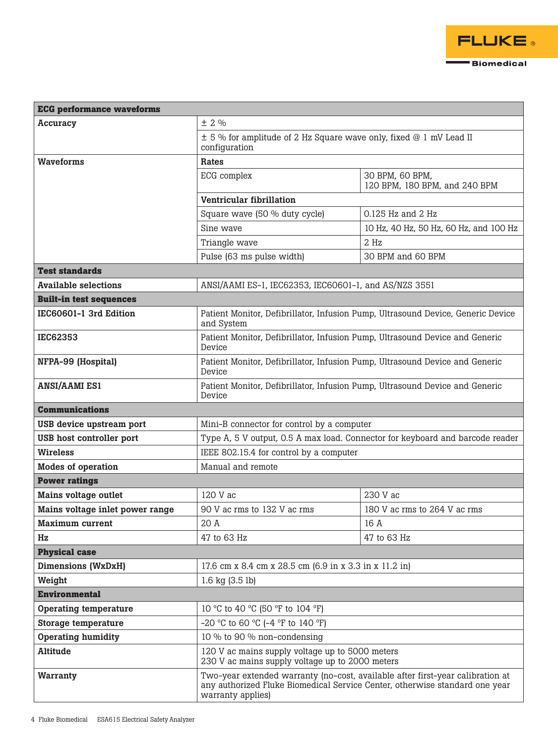| ECG performance waveforms | | |
|---|---|---|
| **Accuracy** | ± 2 % | |
| | ± 5 % for amplitude of 2 Hz Square wave only, fixed @ 1 mV Lead II configuration | |
| **Waveforms** | **Rates** | |
| | ECG complex | 30 BPM, 60 BPM, 120 BPM, 180 BPM, and 240 BPM |
| | **Ventricular fibrillation** | |
| | Square wave (50 % duty cycle) | 0.125 Hz and 2 Hz |
| | Sine wave | 10 Hz, 40 Hz, 50 Hz, 60 Hz, and 100 Hz |
| | Triangle wave | 2 Hz |
| | Pulse (63 ms pulse width) | 30 BPM and 60 BPM |
| **Test standards** | | |
| **Available selections** | ANSI/AAMI ES-1, IEC62353, IEC60601-1, and AS/NZS 3551 | |
| **Built-in test sequences** | | |
| **IEC60601-1 3rd Edition** | Patient Monitor, Defibrillator, Infusion Pump, Ultrasound Device, Generic Device and System | |
| **IEC62353** | Patient Monitor, Defibrillator, Infusion Pump, Ultrasound Device and Generic Device | |
| **NFPA-99 (Hospital)** | Patient Monitor, Defibrillator, Infusion Pump, Ultrasound Device and Generic Device | |
| **ANSI/AAMI ES1** | Patient Monitor, Defibrillator, Infusion Pump, Ultrasound Device and Generic Device | |
| **Communications** | | |
| **USB device upstream port** | Mini-B connector for control by a computer | |
| **USB host controller port** | Type A, 5 V output, 0.5 A max load. Connector for keyboard and barcode reader | |
| **Wireless** | IEEE 802.15.4 for control by a computer | |
| **Modes of operation** | Manual and remote | |
| **Power ratings** | | |
| **Mains voltage outlet** | 120 V ac | 230 V ac |
| **Mains voltage inlet power range** | 90 V ac rms to 132 V ac rms | 180 V ac rms to 264 V ac rms |
| **Maximum current** | 20 A | 16 A |
| **Hz** | 47 to 63 Hz | 47 to 63 Hz |
| **Physical case** | | |
| **Dimensions (WxDxH)** | 17.6 cm x 8.4 cm x 28.5 cm (6.9 in x 3.3 in x 11.2 in) | |
| **Weight** | 1.6 kg (3.5 lb) | |
| **Environmental** | | |
| **Operating temperature** | 10 °C to 40 °C (50 °F to 104 °F) | |
| **Storage temperature** | -20 °C to 60 °C (-4 °F to 140 °F) | |
| **Operating humidity** | 10 % to 90 % non-condensing | |
| **Altitude** | 120 V ac mains supply voltage up to 5000 meters<br>230 V ac mains supply voltage up to 2000 meters | |
| **Warranty** | Two-year extended warranty (no-cost, available after first-year calibration at any authorized Fluke Biomedical Service Center, otherwise standard one year warranty applies) | |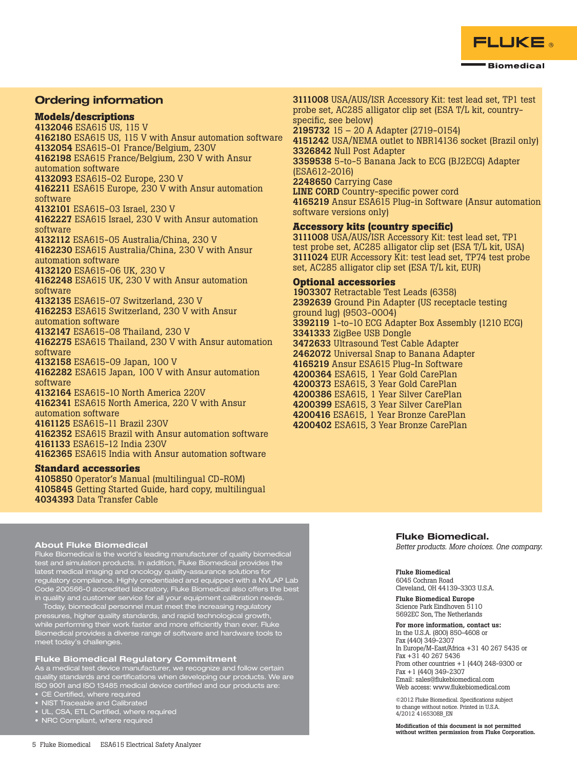## Ordering information

### Models/descriptions

**4132046** ESA615 US, 115 V
**4162180** ESA615 US, 115 V with Ansur automation software
**4132054** ESA615-01 France/Belgium, 230V
**4162198** ESA615 France/Belgium, 230 V with Ansur automation software
**4132093** ESA615-02 Europe, 230 V
**4162211** ESA615 Europe, 230 V with Ansur automation software
**4132101** ESA615-03 Israel, 230 V
**4162227** ESA615 Israel, 230 V with Ansur automation software
**4132112** ESA615-05 Australia/China, 230 V
**4162230** ESA615 Australia/China, 230 V with Ansur automation software
**4132120** ESA615-06 UK, 230 V
**4162248** ESA615 UK, 230 V with Ansur automation software
**4132135** ESA615-07 Switzerland, 230 V
**4162253** ESA615 Switzerland, 230 V with Ansur automation software
**4132147** ESA615-08 Thailand, 230 V
**4162275** ESA615 Thailand, 230 V with Ansur automation software
**4132158** ESA615-09 Japan, 100 V
**4162282** ESA615 Japan, 100 V with Ansur automation software
**4132164** ESA615-10 North America 220V
**4162341** ESA615 North America, 220 V with Ansur automation software
**4161125** ESA615-11 Brazil 230V
**4162352** ESA615 Brazil with Ansur automation software
**4161133** ESA615-12 India 230V
**4162365** ESA615 India with Ansur automation software

### Standard accessories

**4105850** Operator's Manual (multilingual CD-ROM)
**4105845** Getting Started Guide, hard copy, multilingual
**4034393** Data Transfer Cable
**3111008** USA/AUS/ISR Accessory Kit: test lead set, TP1 test probe set, AC285 alligator clip set (ESA T/L kit, country-specific, see below)
**2195732** 15 – 20 A Adapter (2719-0154)
**4151242** USA/NEMA outlet to NBR14136 socket (Brazil only)
**3326842** Null Post Adapter
**3359538** 5-to-5 Banana Jack to ECG (BJ2ECG) Adapter (ESA612-2016)
**2248650** Carrying Case
**LINE CORD** Country-specific power cord
**4165219** Ansur ESA615 Plug-in Software (Ansur automation software versions only)

### Accessory kits (country specific)

**3111008** USA/AUS/ISR Accessory Kit: test lead set, TP1 test probe set, AC285 alligator clip set (ESA T/L kit, USA)
**3111024** EUR Accessory Kit: test lead set, TP74 test probe set, AC285 alligator clip set (ESA T/L kit, EUR)

### Optional accessories

**1903307** Retractable Test Leads (6358)
**2392639** Ground Pin Adapter (US receptacle testing ground lug) (9503-0004)
**3392119** 1-to-10 ECG Adapter Box Assembly (1210 ECG)
**3341333** ZigBee USB Dongle
**3472633** Ultrasound Test Cable Adapter
**2462072** Universal Snap to Banana Adapter
**4165219** Ansur ESA615 Plug-In Software
**4200364** ESA615, 1 Year Gold CarePlan
**4200373** ESA615, 3 Year Gold CarePlan
**4200386** ESA615, 1 Year Silver CarePlan
**4200399** ESA615, 3 Year Silver CarePlan
**4200416** ESA615, 1 Year Bronze CarePlan
**4200402** ESA615, 3 Year Bronze CarePlan

### About Fluke Biomedical

Fluke Biomedical is the world's leading manufacturer of quality biomedical test and simulation products. In addition, Fluke Biomedical provides the latest medical imaging and oncology quality-assurance solutions for regulatory compliance. Highly credentialed and equipped with a NVLAP Lab Code 200566-0 accredited laboratory, Fluke Biomedical also offers the best in quality and customer service for all your equipment calibration needs.

Today, biomedical personnel must meet the increasing regulatory pressures, higher quality standards, and rapid technological growth, while performing their work faster and more efficiently than ever. Fluke Biomedical provides a diverse range of software and hardware tools to meet today's challenges.

### Fluke Biomedical Regulatory Commitment

As a medical test device manufacturer, we recognize and follow certain quality standards and certifications when developing our products. We are ISO 9001 and ISO 13485 medical device certified and our products are:

- CE Certified, where required
- NIST Traceable and Calibrated
- UL, CSA, ETL Certified, where required
- NRC Compliant, where required

**Fluke Biomedical.**
*Better products. More choices. One company.*

**Fluke Biomedical**
6045 Cochran Road
Cleveland, OH 44139-3303 U.S.A.

**Fluke Biomedical Europe**
Science Park Eindhoven 5110
5692EC Son, The Netherlands

**For more information, contact us:**
In the U.S.A. (800) 850-4608 or
Fax (440) 349-2307
In Europe/M-East/Africa +31 40 267 5435 or
Fax +31 40 267 5436
From other countries +1 (440) 248-9300 or
Fax +1 (440) 349-2307
Email: sales@flukebiomedical.com
Web access: www.flukebiomedical.com

©2012 Fluke Biomedical. Specifications subject to change without notice. Printed in U.S.A.
4/2012 4165308B_EN

**Modification of this document is not permitted without written permission from Fluke Corporation.**